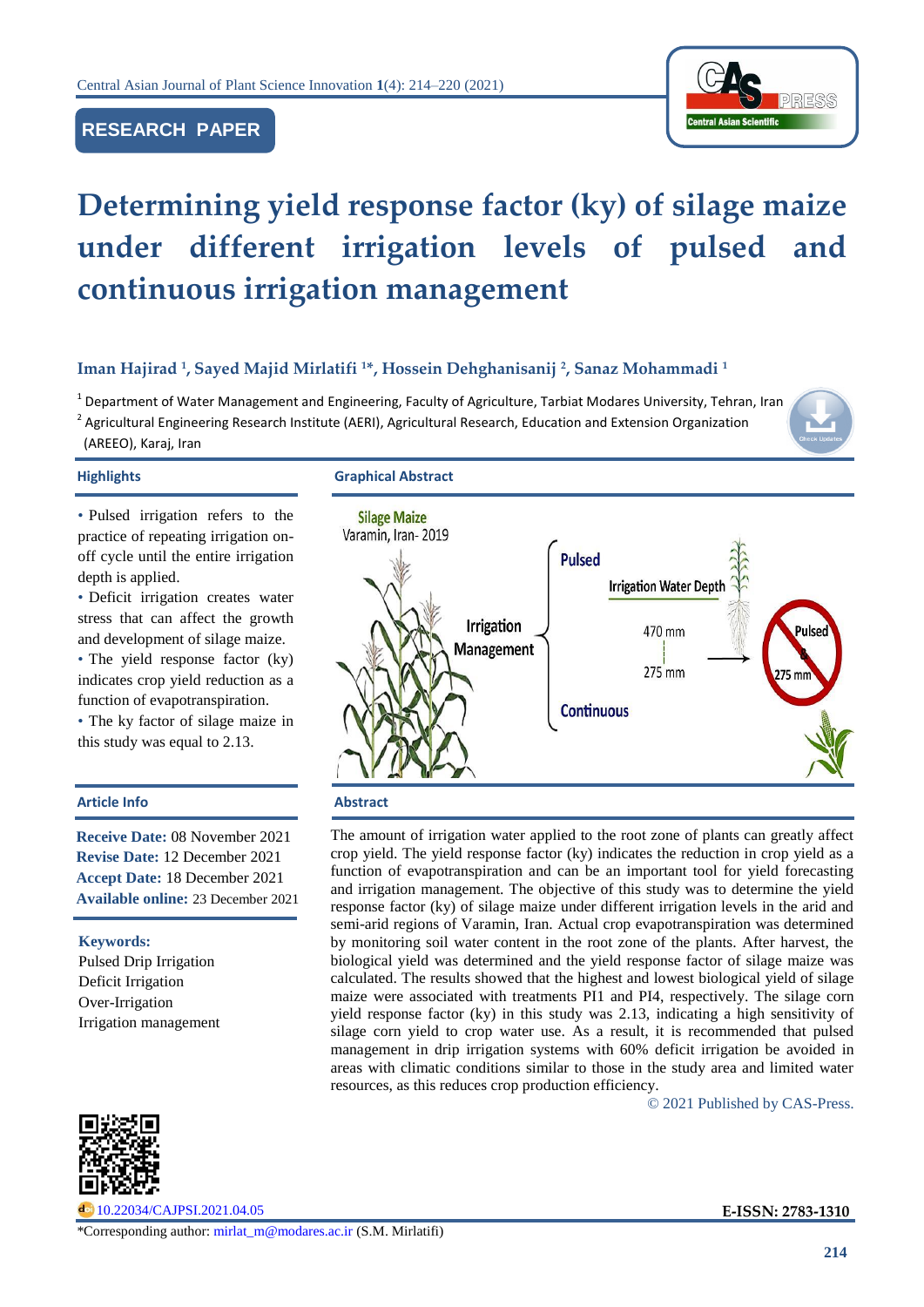RESEARCH PAPER

# Determining yield response factor (ky) of silage maize under different irrigation levels of pulsed and continuous irrigation management

**Iman Hajirad [1], Sayed Majid Mirlatifi [1*], Hossein Dehghanisanij [2], Sanaz Mohammadi [1]**

[1] Department of Water Management and Engineering, Faculty of Agriculture, Tarbiat Modares University, Tehran, Iran

[2] Agricultural Engineering Research Institute (AERI), Agricultural Research, Education and Extension Organization (AREEO), Karaj, Iran

## Highlights

- Pulsed irrigation refers to the practice of repeating irrigation on-off cycle until the entire irrigation depth is applied.
- Deficit irrigation creates water stress that can affect the growth and development of silage maize.
- The yield response factor (ky) indicates crop yield reduction as a function of evapotranspiration.
- The ky factor of silage maize in this study was equal to 2.13.

## Graphical Abstract

Silage Maize
Varamin, Iran- 2019

Irrigation Management: Pulsed / Continuous

Irrigation Water Depth: 470 mm – 275 mm

Pulsed & 275 mm

## Article Info

**Receive Date:** 08 November 2021
**Revise Date:** 12 December 2021
**Accept Date:** 18 December 2021
**Available online:** 23 December 2021

**Keywords:**
Pulsed Drip Irrigation
Deficit Irrigation
Over-Irrigation
Irrigation management

## Abstract

The amount of irrigation water applied to the root zone of plants can greatly affect crop yield. The yield response factor (ky) indicates the reduction in crop yield as a function of evapotranspiration and can be an important tool for yield forecasting and irrigation management. The objective of this study was to determine the yield response factor (ky) of silage maize under different irrigation levels in the arid and semi-arid regions of Varamin, Iran. Actual crop evapotranspiration was determined by monitoring soil water content in the root zone of the plants. After harvest, the biological yield was determined and the yield response factor of silage maize was calculated. The results showed that the highest and lowest biological yield of silage maize were associated with treatments PI1 and PI4, respectively. The silage corn yield response factor (ky) in this study was 2.13, indicating a high sensitivity of silage corn yield to crop water use. As a result, it is recommended that pulsed management in drip irrigation systems with 60% deficit irrigation be avoided in areas with climatic conditions similar to those in the study area and limited water resources, as this reduces crop production efficiency.

© 2021 Published by CAS-Press.

10.22034/CAJPSI.2021.04.05

E-ISSN: 2783-1310

*Corresponding author: mirlat_m@modares.ac.ir (S.M. Mirlatifi)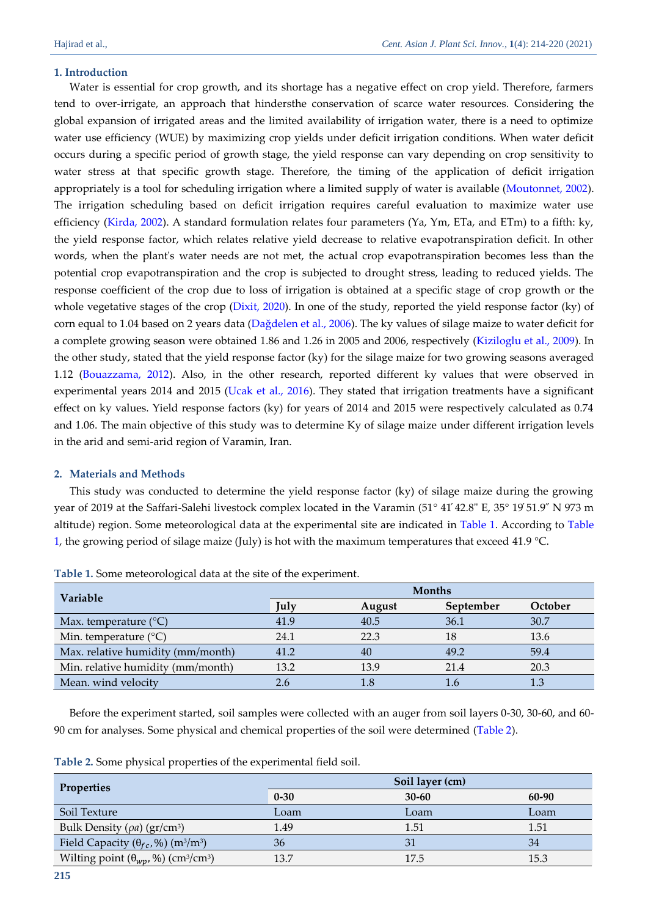## 1. Introduction

Water is essential for crop growth, and its shortage has a negative effect on crop yield. Therefore, farmers tend to over-irrigate, an approach that hindersthe conservation of scarce water resources. Considering the global expansion of irrigated areas and the limited availability of irrigation water, there is a need to optimize water use efficiency (WUE) by maximizing crop yields under deficit irrigation conditions. When water deficit occurs during a specific period of growth stage, the yield response can vary depending on crop sensitivity to water stress at that specific growth stage. Therefore, the timing of the application of deficit irrigation appropriately is a tool for scheduling irrigation where a limited supply of water is available (Moutonnet, 2002). The irrigation scheduling based on deficit irrigation requires careful evaluation to maximize water use efficiency (Kirda, 2002). A standard formulation relates four parameters (Ya, Ym, ETa, and ETm) to a fifth: ky, the yield response factor, which relates relative yield decrease to relative evapotranspiration deficit. In other words, when the plant's water needs are not met, the actual crop evapotranspiration becomes less than the potential crop evapotranspiration and the crop is subjected to drought stress, leading to reduced yields. The response coefficient of the crop due to loss of irrigation is obtained at a specific stage of crop growth or the whole vegetative stages of the crop (Dixit, 2020). In one of the study, reported the yield response factor (ky) of corn equal to 1.04 based on 2 years data (Dağdelen et al., 2006). The ky values of silage maize to water deficit for a complete growing season were obtained 1.86 and 1.26 in 2005 and 2006, respectively (Kiziloglu et al., 2009). In the other study, stated that the yield response factor (ky) for the silage maize for two growing seasons averaged 1.12 (Bouazzama, 2012). Also, in the other research, reported different ky values that were observed in experimental years 2014 and 2015 (Ucak et al., 2016). They stated that irrigation treatments have a significant effect on ky values. Yield response factors (ky) for years of 2014 and 2015 were respectively calculated as 0.74 and 1.06. The main objective of this study was to determine Ky of silage maize under different irrigation levels in the arid and semi-arid region of Varamin, Iran.

## 2. Materials and Methods

This study was conducted to determine the yield response factor (ky) of silage maize during the growing year of 2019 at the Saffari-Salehi livestock complex located in the Varamin (51° 41′ 42.8" E, 35° 19′ 51.9″ N 973 m altitude) region. Some meteorological data at the experimental site are indicated in Table 1. According to Table 1, the growing period of silage maize (July) is hot with the maximum temperatures that exceed 41.9 °C.

**Table 1.** Some meteorological data at the site of the experiment.

| Variable | Months | | | |
|---|---|---|---|---|
| | July | August | September | October |
| Max. temperature (°C) | 41.9 | 40.5 | 36.1 | 30.7 |
| Min. temperature (°C) | 24.1 | 22.3 | 18 | 13.6 |
| Max. relative humidity (mm/month) | 41.2 | 40 | 49.2 | 59.4 |
| Min. relative humidity (mm/month) | 13.2 | 13.9 | 21.4 | 20.3 |
| Mean. wind velocity | 2.6 | 1.8 | 1.6 | 1.3 |

Before the experiment started, soil samples were collected with an auger from soil layers 0-30, 30-60, and 60-90 cm for analyses. Some physical and chemical properties of the soil were determined (Table 2).

**Table 2.** Some physical properties of the experimental field soil.

| Properties | Soil layer (cm) | | |
|---|---|---|---|
| | 0-30 | 30-60 | 60-90 |
| Soil Texture | Loam | Loam | Loam |
| Bulk Density ($\rho a$) (gr/cm$^3$) | 1.49 | 1.51 | 1.51 |
| Field Capacity ($\theta_{fc}$, %) (m$^3$/m$^3$) | 36 | 31 | 34 |
| Wilting point ($\theta_{wp}$, %) (cm$^3$/cm$^3$) | 13.7 | 17.5 | 15.3 |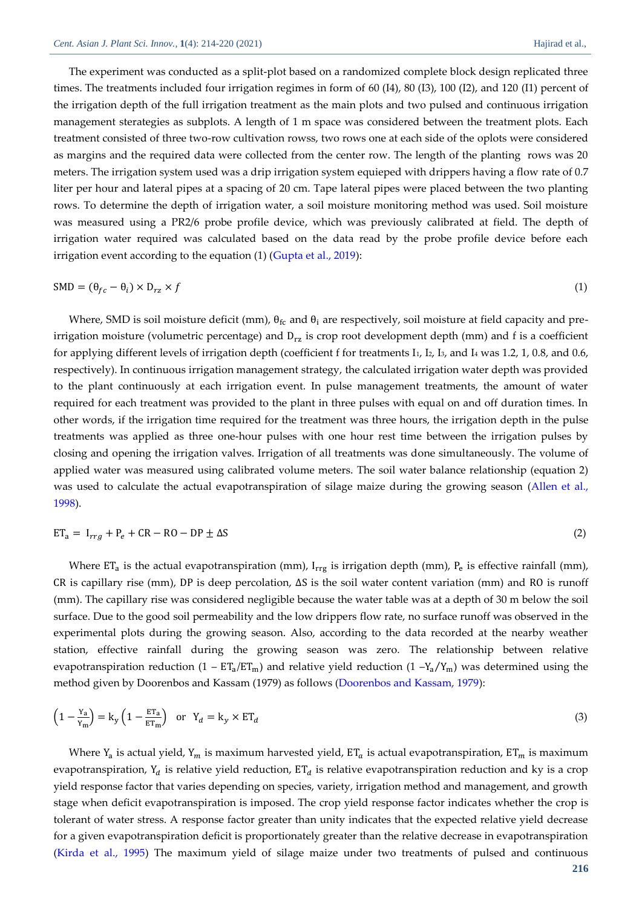The experiment was conducted as a split-plot based on a randomized complete block design replicated three times. The treatments included four irrigation regimes in form of 60 (I4), 80 (I3), 100 (I2), and 120 (I1) percent of the irrigation depth of the full irrigation treatment as the main plots and two pulsed and continuous irrigation management sterategies as subplots. A length of 1 m space was considered between the treatment plots. Each treatment consisted of three two-row cultivation rowss, two rows one at each side of the oplots were considered as margins and the required data were collected from the center row. The length of the planting rows was 20 meters. The irrigation system used was a drip irrigation system equieped with drippers having a flow rate of 0.7 liter per hour and lateral pipes at a spacing of 20 cm. Tape lateral pipes were placed between the two planting rows. To determine the depth of irrigation water, a soil moisture monitoring method was used. Soil moisture was measured using a PR2/6 probe profile device, which was previously calibrated at field. The depth of irrigation water required was calculated based on the data read by the probe profile device before each irrigation event according to the equation (1) (Gupta et al., 2019):

$$\mathrm{SMD} = (\theta_{fc} - \theta_i) \times \mathrm{D}_{rz} \times f \tag{1}$$

Where, SMD is soil moisture deficit (mm), $\theta_{fc}$ and $\theta_i$ are respectively, soil moisture at field capacity and pre-irrigation moisture (volumetric percentage) and $D_{rz}$ is crop root development depth (mm) and f is a coefficient for applying different levels of irrigation depth (coefficient f for treatments $I_1$, $I_2$, $I_3$, and $I_4$ was 1.2, 1, 0.8, and 0.6, respectively). In continuous irrigation management strategy, the calculated irrigation water depth was provided to the plant continuously at each irrigation event. In pulse management treatments, the amount of water required for each treatment was provided to the plant in three pulses with equal on and off duration times. In other words, if the irrigation time required for the treatment was three hours, the irrigation depth in the pulse treatments was applied as three one-hour pulses with one hour rest time between the irrigation pulses by closing and opening the irrigation valves. Irrigation of all treatments was done simultaneously. The volume of applied water was measured using calibrated volume meters. The soil water balance relationship (equation 2) was used to calculate the actual evapotranspiration of silage maize during the growing season (Allen et al., 1998).

$$\mathrm{ET_a} = \mathrm{I}_{rrg} + \mathrm{P}_e + \mathrm{CR} - \mathrm{RO} - \mathrm{DP} \pm \Delta\mathrm{S} \tag{2}$$

Where $ET_a$ is the actual evapotranspiration (mm), $I_{rrg}$ is irrigation depth (mm), $P_e$ is effective rainfall (mm), CR is capillary rise (mm), DP is deep percolation, ΔS is the soil water content variation (mm) and RO is runoff (mm). The capillary rise was considered negligible because the water table was at a depth of 30 m below the soil surface. Due to the good soil permeability and the low drippers flow rate, no surface runoff was observed in the experimental plots during the growing season. Also, according to the data recorded at the nearby weather station, effective rainfall during the growing season was zero. The relationship between relative evapotranspiration reduction ($1 - ET_a/ET_m$) and relative yield reduction ($1 - Y_a/Y_m$) was determined using the method given by Doorenbos and Kassam (1979) as follows (Doorenbos and Kassam, 1979):

$$\left(1 - \frac{\mathrm{Y_a}}{\mathrm{Y_m}}\right) = \mathrm{k_y}\left(1 - \frac{\mathrm{ET_a}}{\mathrm{ET_m}}\right) \quad \text{or} \quad \mathrm{Y}_d = \mathrm{k}_y \times \mathrm{ET}_d \tag{3}$$

Where $Y_a$ is actual yield, $Y_m$ is maximum harvested yield, $ET_a$ is actual evapotranspiration, $ET_m$ is maximum evapotranspiration, $Y_d$ is relative yield reduction, $ET_d$ is relative evapotranspiration reduction and ky is a crop yield response factor that varies depending on species, variety, irrigation method and management, and growth stage when deficit evapotranspiration is imposed. The crop yield response factor indicates whether the crop is tolerant of water stress. A response factor greater than unity indicates that the expected relative yield decrease for a given evapotranspiration deficit is proportionately greater than the relative decrease in evapotranspiration (Kirda et al., 1995) The maximum yield of silage maize under two treatments of pulsed and continuous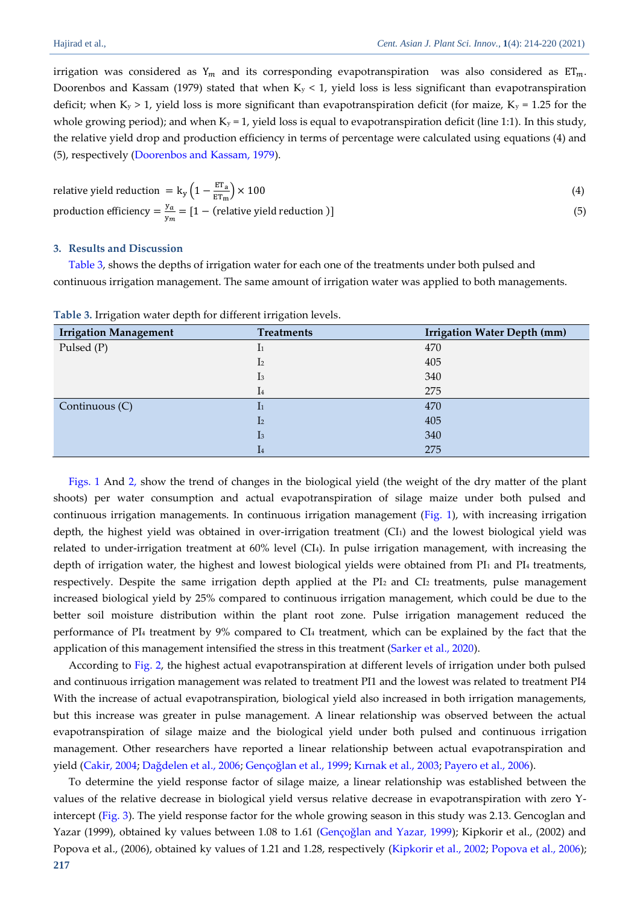irrigation was considered as $Y_m$ and its corresponding evapotranspiration was also considered as $ET_m$. Doorenbos and Kassam (1979) stated that when $K_y < 1$, yield loss is less significant than evapotranspiration deficit; when $K_y > 1$, yield loss is more significant than evapotranspiration deficit (for maize, $K_y = 1.25$ for the whole growing period); and when $K_y = 1$, yield loss is equal to evapotranspiration deficit (line 1:1). In this study, the relative yield drop and production efficiency in terms of percentage were calculated using equations (4) and (5), respectively (Doorenbos and Kassam, 1979).

$$\text{relative yield reduction } = k_y\left(1 - \frac{ET_a}{ET_m}\right) \times 100 \tag{4}$$

$$\text{production efficiency} = \frac{y_a}{y_m} = [1 - (\text{relative yield reduction })] \tag{5}$$

## 3. Results and Discussion

Table 3, shows the depths of irrigation water for each one of the treatments under both pulsed and continuous irrigation management. The same amount of irrigation water was applied to both managements.

**Table 3.** Irrigation water depth for different irrigation levels.

| Irrigation Management | Treatments | Irrigation Water Depth (mm) |
|---|---|---|
| Pulsed (P) | $I_1$ | 470 |
| | $I_2$ | 405 |
| | $I_3$ | 340 |
| | $I_4$ | 275 |
| Continuous (C) | $I_1$ | 470 |
| | $I_2$ | 405 |
| | $I_3$ | 340 |
| | $I_4$ | 275 |

Figs. 1 And 2, show the trend of changes in the biological yield (the weight of the dry matter of the plant shoots) per water consumption and actual evapotranspiration of silage maize under both pulsed and continuous irrigation managements. In continuous irrigation management (Fig. 1), with increasing irrigation depth, the highest yield was obtained in over-irrigation treatment ($CI_1$) and the lowest biological yield was related to under-irrigation treatment at 60% level ($CI_4$). In pulse irrigation management, with increasing the depth of irrigation water, the highest and lowest biological yields were obtained from $PI_1$ and $PI_4$ treatments, respectively. Despite the same irrigation depth applied at the $PI_2$ and $CI_2$ treatments, pulse management increased biological yield by 25% compared to continuous irrigation management, which could be due to the better soil moisture distribution within the plant root zone. Pulse irrigation management reduced the performance of $PI_4$ treatment by 9% compared to $CI_4$ treatment, which can be explained by the fact that the application of this management intensified the stress in this treatment (Sarker et al., 2020).

According to Fig. 2, the highest actual evapotranspiration at different levels of irrigation under both pulsed and continuous irrigation management was related to treatment PI1 and the lowest was related to treatment PI4 With the increase of actual evapotranspiration, biological yield also increased in both irrigation managements, but this increase was greater in pulse management. A linear relationship was observed between the actual evapotranspiration of silage maize and the biological yield under both pulsed and continuous irrigation management. Other researchers have reported a linear relationship between actual evapotranspiration and yield (Cakir, 2004; Dağdelen et al., 2006; Gençoğlan et al., 1999; Kırnak et al., 2003; Payero et al., 2006).

To determine the yield response factor of silage maize, a linear relationship was established between the values of the relative decrease in biological yield versus relative decrease in evapotranspiration with zero Y-intercept (Fig. 3). The yield response factor for the whole growing season in this study was 2.13. Gencoglan and Yazar (1999), obtained ky values between 1.08 to 1.61 (Gençoğlan and Yazar, 1999); Kipkorir et al., (2002) and Popova et al., (2006), obtained ky values of 1.21 and 1.28, respectively (Kipkorir et al., 2002; Popova et al., 2006);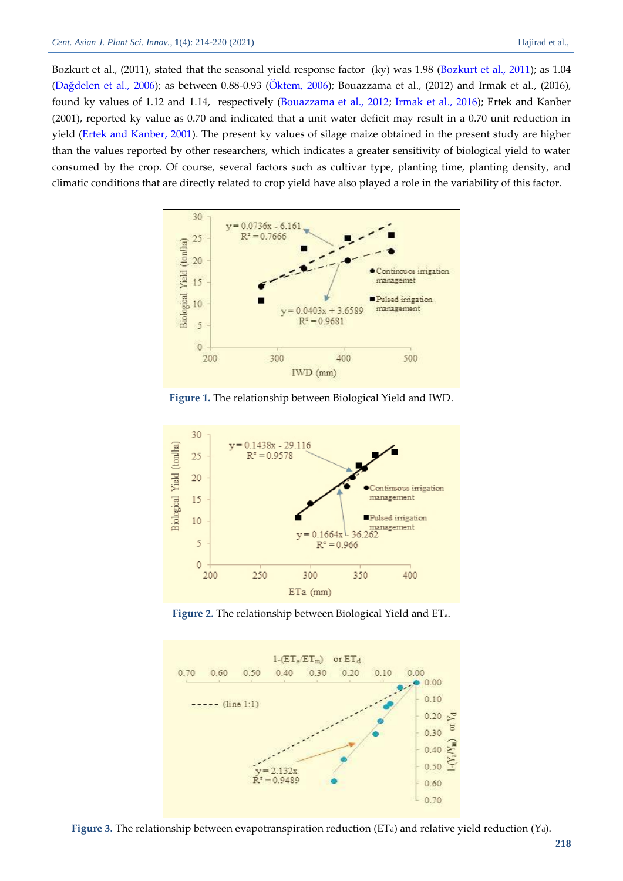Bozkurt et al., (2011), stated that the seasonal yield response factor (ky) was 1.98 (Bozkurt et al., 2011); as 1.04 (Dağdelen et al., 2006); as between 0.88-0.93 (Öktem, 2006); Bouazzama et al., (2012) and Irmak et al., (2016), found ky values of 1.12 and 1.14, respectively (Bouazzama et al., 2012; Irmak et al., 2016); Ertek and Kanber (2001), reported ky value as 0.70 and indicated that a unit water deficit may result in a 0.70 unit reduction in yield (Ertek and Kanber, 2001). The present ky values of silage maize obtained in the present study are higher than the values reported by other researchers, which indicates a greater sensitivity of biological yield to water consumed by the crop. Of course, several factors such as cultivar type, planting time, planting density, and climatic conditions that are directly related to crop yield have also played a role in the variability of this factor.

**Figure 1.** The relationship between Biological Yield and IWD.

**Figure 2.** The relationship between Biological Yield and $ET_a$.

**Figure 3.** The relationship between evapotranspiration reduction ($ET_d$) and relative yield reduction ($Y_d$).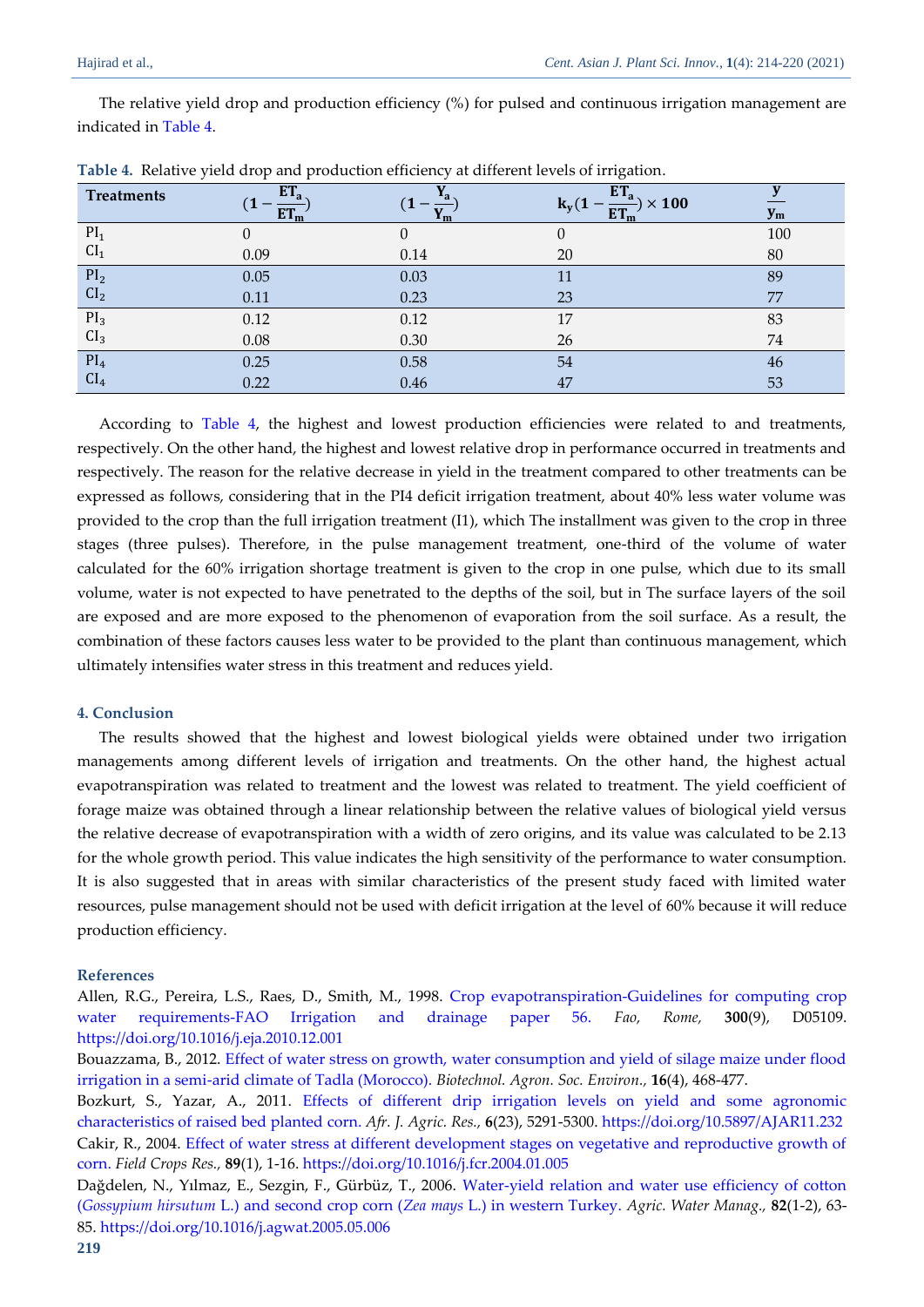The relative yield drop and production efficiency (%) for pulsed and continuous irrigation management are indicated in Table 4.

**Table 4.** Relative yield drop and production efficiency at different levels of irrigation.

| Treatments | $(1-\frac{ET_a}{ET_m})$ | $(1-\frac{Y_a}{Y_m})$ | $k_y(1-\frac{ET_a}{ET_m})\times 100$ | $\frac{y}{y_m}$ |
|---|---|---|---|---|
| $PI_1$ | 0 | 0 | 0 | 100 |
| $CI_1$ | 0.09 | 0.14 | 20 | 80 |
| $PI_2$ | 0.05 | 0.03 | 11 | 89 |
| $CI_2$ | 0.11 | 0.23 | 23 | 77 |
| $PI_3$ | 0.12 | 0.12 | 17 | 83 |
| $CI_3$ | 0.08 | 0.30 | 26 | 74 |
| $PI_4$ | 0.25 | 0.58 | 54 | 46 |
| $CI_4$ | 0.22 | 0.46 | 47 | 53 |

According to Table 4, the highest and lowest production efficiencies were related to and treatments, respectively. On the other hand, the highest and lowest relative drop in performance occurred in treatments and respectively. The reason for the relative decrease in yield in the treatment compared to other treatments can be expressed as follows, considering that in the PI4 deficit irrigation treatment, about 40% less water volume was provided to the crop than the full irrigation treatment (I1), which The installment was given to the crop in three stages (three pulses). Therefore, in the pulse management treatment, one-third of the volume of water calculated for the 60% irrigation shortage treatment is given to the crop in one pulse, which due to its small volume, water is not expected to have penetrated to the depths of the soil, but in The surface layers of the soil are exposed and are more exposed to the phenomenon of evaporation from the soil surface. As a result, the combination of these factors causes less water to be provided to the plant than continuous management, which ultimately intensifies water stress in this treatment and reduces yield.

## 4. Conclusion

The results showed that the highest and lowest biological yields were obtained under two irrigation managements among different levels of irrigation and treatments. On the other hand, the highest actual evapotranspiration was related to treatment and the lowest was related to treatment. The yield coefficient of forage maize was obtained through a linear relationship between the relative values of biological yield versus the relative decrease of evapotranspiration with a width of zero origins, and its value was calculated to be 2.13 for the whole growth period. This value indicates the high sensitivity of the performance to water consumption. It is also suggested that in areas with similar characteristics of the present study faced with limited water resources, pulse management should not be used with deficit irrigation at the level of 60% because it will reduce production efficiency.

## References

Allen, R.G., Pereira, L.S., Raes, D., Smith, M., 1998. Crop evapotranspiration-Guidelines for computing crop water requirements-FAO Irrigation and drainage paper 56. *Fao, Rome,* **300**(9), D05109. https://doi.org/10.1016/j.eja.2010.12.001

Bouazzama, B., 2012. Effect of water stress on growth, water consumption and yield of silage maize under flood irrigation in a semi-arid climate of Tadla (Morocco). *Biotechnol. Agron. Soc. Environ.,* **16**(4), 468-477.

Bozkurt, S., Yazar, A., 2011. Effects of different drip irrigation levels on yield and some agronomic characteristics of raised bed planted corn. *Afr. J. Agric. Res.,* **6**(23), 5291-5300. https://doi.org/10.5897/AJAR11.232

Cakir, R., 2004. Effect of water stress at different development stages on vegetative and reproductive growth of corn. *Field Crops Res.,* **89**(1), 1-16. https://doi.org/10.1016/j.fcr.2004.01.005

Dağdelen, N., Yılmaz, E., Sezgin, F., Gürbüz, T., 2006. Water-yield relation and water use efficiency of cotton (*Gossypium hirsutum* L.) and second crop corn (*Zea mays* L.) in western Turkey. *Agric. Water Manag.,* **82**(1-2), 63-85. https://doi.org/10.1016/j.agwat.2005.05.006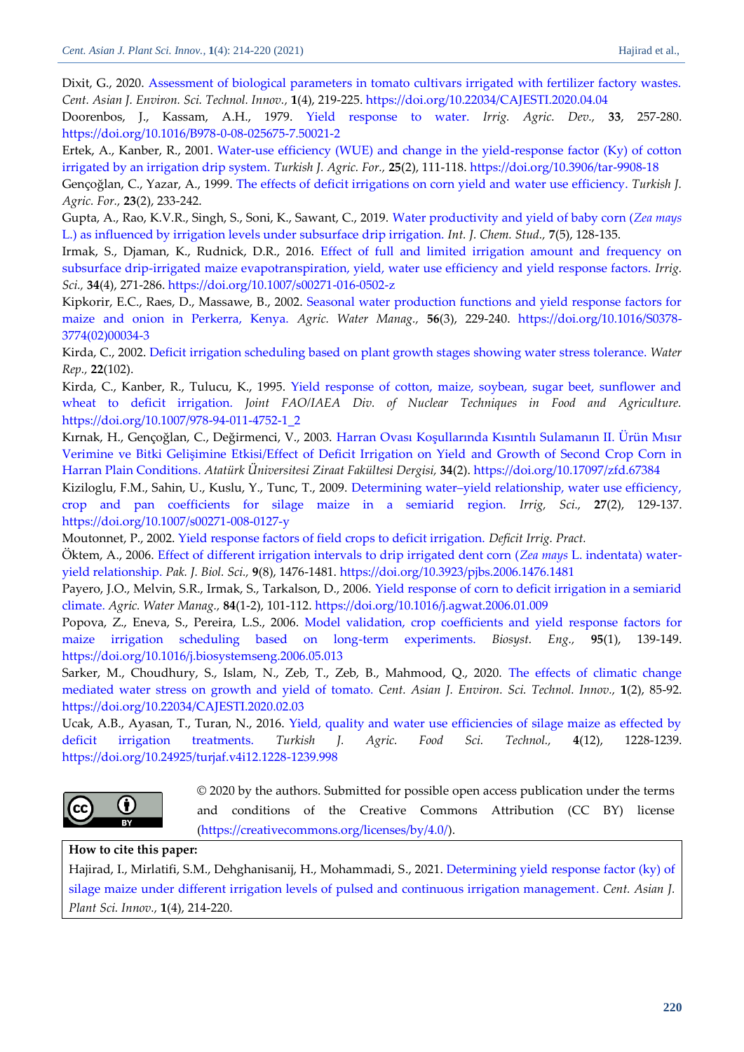Dixit, G., 2020. Assessment of biological parameters in tomato cultivars irrigated with fertilizer factory wastes. *Cent. Asian J. Environ. Sci. Technol. Innov.*, **1**(4), 219-225. https://doi.org/10.22034/CAJESTI.2020.04.04

Doorenbos, J., Kassam, A.H., 1979. Yield response to water. *Irrig. Agric. Dev.*, **33**, 257-280. https://doi.org/10.1016/B978-0-08-025675-7.50021-2

Ertek, A., Kanber, R., 2001. Water-use efficiency (WUE) and change in the yield-response factor (Ky) of cotton irrigated by an irrigation drip system. *Turkish J. Agric. For.*, **25**(2), 111-118. https://doi.org/10.3906/tar-9908-18

Gençoğlan, C., Yazar, A., 1999. The effects of deficit irrigations on corn yield and water use efficiency. *Turkish J. Agric. For.*, **23**(2), 233-242.

Gupta, A., Rao, K.V.R., Singh, S., Soni, K., Sawant, C., 2019. Water productivity and yield of baby corn (*Zea mays* L.) as influenced by irrigation levels under subsurface drip irrigation. *Int. J. Chem. Stud.*, **7**(5), 128-135.

Irmak, S., Djaman, K., Rudnick, D.R., 2016. Effect of full and limited irrigation amount and frequency on subsurface drip-irrigated maize evapotranspiration, yield, water use efficiency and yield response factors. *Irrig. Sci.*, **34**(4), 271-286. https://doi.org/10.1007/s00271-016-0502-z

Kipkorir, E.C., Raes, D., Massawe, B., 2002. Seasonal water production functions and yield response factors for maize and onion in Perkerra, Kenya. *Agric. Water Manag.*, **56**(3), 229-240. https://doi.org/10.1016/S0378-3774(02)00034-3

Kirda, C., 2002. Deficit irrigation scheduling based on plant growth stages showing water stress tolerance. *Water Rep.*, **22**(102).

Kirda, C., Kanber, R., Tulucu, K., 1995. Yield response of cotton, maize, soybean, sugar beet, sunflower and wheat to deficit irrigation. *Joint FAO/IAEA Div. of Nuclear Techniques in Food and Agriculture.* https://doi.org/10.1007/978-94-011-4752-1_2

Kırnak, H., Gençoğlan, C., Değirmenci, V., 2003. Harran Ovası Koşullarında Kısıntılı Sulamanın II. Ürün Mısır Verimine ve Bitki Gelişimine Etkisi/Effect of Deficit Irrigation on Yield and Growth of Second Crop Corn in Harran Plain Conditions. *Atatürk Üniversitesi Ziraat Fakültesi Dergisi,* **34**(2). https://doi.org/10.17097/zfd.67384

Kiziloglu, F.M., Sahin, U., Kuslu, Y., Tunc, T., 2009. Determining water–yield relationship, water use efficiency, crop and pan coefficients for silage maize in a semiarid region. *Irrig. Sci.*, **27**(2), 129-137. https://doi.org/10.1007/s00271-008-0127-y

Moutonnet, P., 2002. Yield response factors of field crops to deficit irrigation. *Deficit Irrig. Pract.*

Öktem, A., 2006. Effect of different irrigation intervals to drip irrigated dent corn (*Zea mays* L. indentata) water-yield relationship. *Pak. J. Biol. Sci.*, **9**(8), 1476-1481. https://doi.org/10.3923/pjbs.2006.1476.1481

Payero, J.O., Melvin, S.R., Irmak, S., Tarkalson, D., 2006. Yield response of corn to deficit irrigation in a semiarid climate. *Agric. Water Manag.*, **84**(1-2), 101-112. https://doi.org/10.1016/j.agwat.2006.01.009

Popova, Z., Eneva, S., Pereira, L.S., 2006. Model validation, crop coefficients and yield response factors for maize irrigation scheduling based on long-term experiments. *Biosyst. Eng.*, **95**(1), 139-149. https://doi.org/10.1016/j.biosystemseng.2006.05.013

Sarker, M., Choudhury, S., Islam, N., Zeb, T., Zeb, B., Mahmood, Q., 2020. The effects of climatic change mediated water stress on growth and yield of tomato. *Cent. Asian J. Environ. Sci. Technol. Innov.*, **1**(2), 85-92. https://doi.org/10.22034/CAJESTI.2020.02.03

Ucak, A.B., Ayasan, T., Turan, N., 2016. Yield, quality and water use efficiencies of silage maize as effected by deficit irrigation treatments. *Turkish J. Agric. Food Sci. Technol.*, **4**(12), 1228-1239. https://doi.org/10.24925/turjaf.v4i12.1228-1239.998

© 2020 by the authors. Submitted for possible open access publication under the terms and conditions of the Creative Commons Attribution (CC BY) license (https://creativecommons.org/licenses/by/4.0/).

**How to cite this paper:**

Hajirad, I., Mirlatifi, S.M., Dehghanisanij, H., Mohammadi, S., 2021. Determining yield response factor (ky) of silage maize under different irrigation levels of pulsed and continuous irrigation management. *Cent. Asian J. Plant Sci. Innov.*, **1**(4), 214-220.